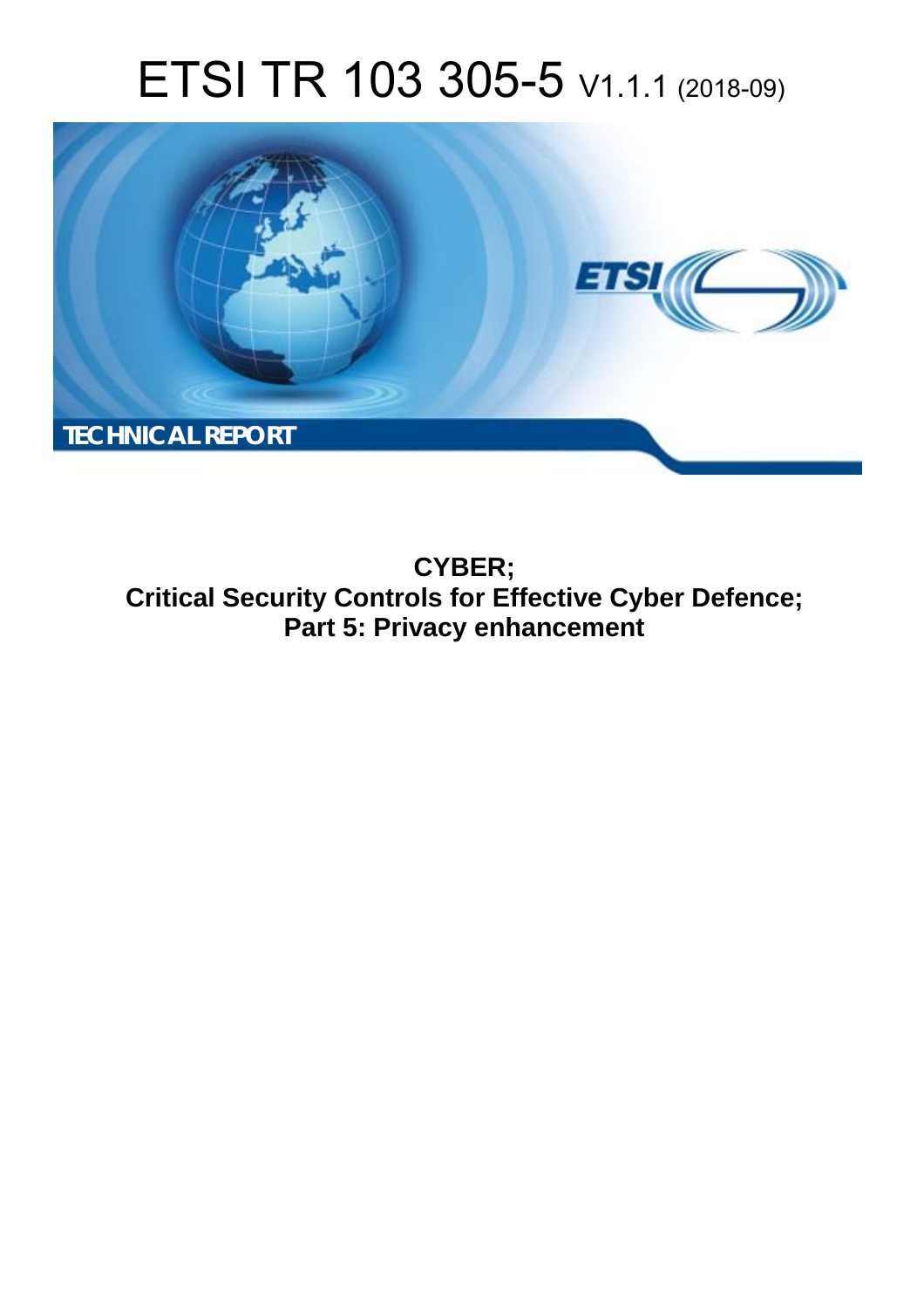# ETSI TR 103 305-5 V1.1.1 (2018-09)

TECHNICAL REPORT

**CYBER;**
**Critical Security Controls for Effective Cyber Defence;**
**Part 5: Privacy enhancement**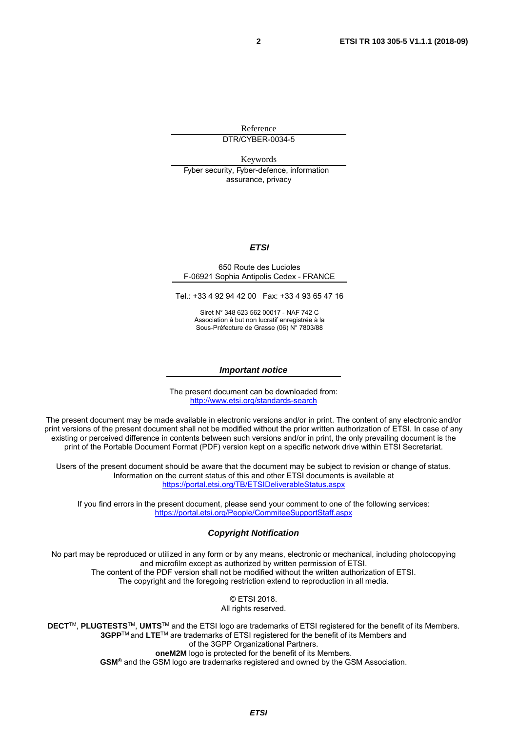Reference

DTR/CYBER-0034-5

Keywords

Fyber security, Fyber-defence, information assurance, privacy

***ETSI***

650 Route des Lucioles
F-06921 Sophia Antipolis Cedex - FRANCE

Tel.: +33 4 92 94 42 00   Fax: +33 4 93 65 47 16

Siret N° 348 623 562 00017 - NAF 742 C
Association à but non lucratif enregistrée à la
Sous-Préfecture de Grasse (06) N° 7803/88

***Important notice***

The present document can be downloaded from:
http://www.etsi.org/standards-search

The present document may be made available in electronic versions and/or in print. The content of any electronic and/or print versions of the present document shall not be modified without the prior written authorization of ETSI. In case of any existing or perceived difference in contents between such versions and/or in print, the only prevailing document is the print of the Portable Document Format (PDF) version kept on a specific network drive within ETSI Secretariat.

Users of the present document should be aware that the document may be subject to revision or change of status. Information on the current status of this and other ETSI documents is available at
https://portal.etsi.org/TB/ETSIDeliverableStatus.aspx

If you find errors in the present document, please send your comment to one of the following services:
https://portal.etsi.org/People/CommiteeSupportStaff.aspx

***Copyright Notification***

No part may be reproduced or utilized in any form or by any means, electronic or mechanical, including photocopying and microfilm except as authorized by written permission of ETSI.
The content of the PDF version shall not be modified without the written authorization of ETSI.
The copyright and the foregoing restriction extend to reproduction in all media.

© ETSI 2018.
All rights reserved.

**DECT**™, **PLUGTESTS**™, **UMTS**™ and the ETSI logo are trademarks of ETSI registered for the benefit of its Members.
**3GPP**™ and **LTE**™ are trademarks of ETSI registered for the benefit of its Members and of the 3GPP Organizational Partners.
**oneM2M** logo is protected for the benefit of its Members.
**GSM**® and the GSM logo are trademarks registered and owned by the GSM Association.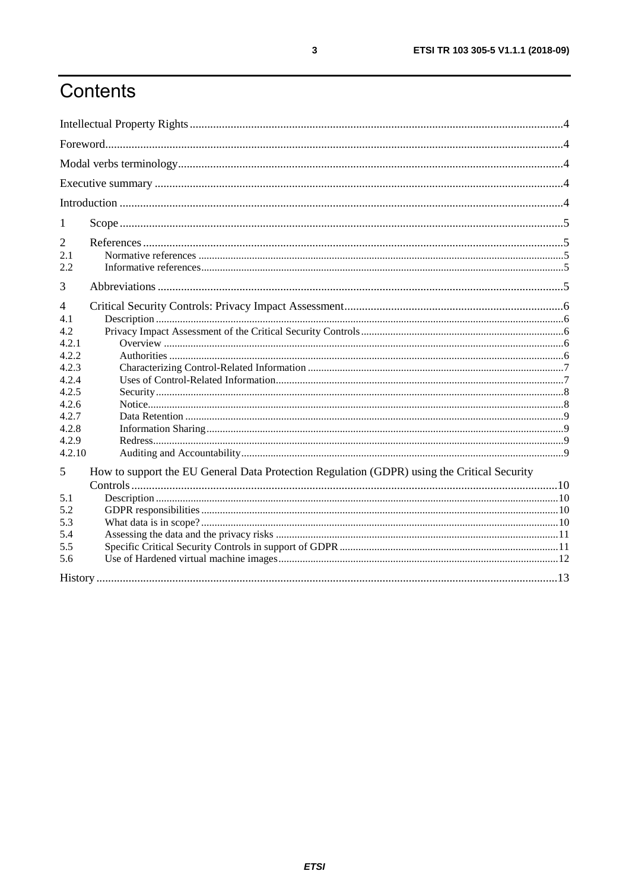# Contents

Intellectual Property Rights ....................................................................................................................... 4

Foreword ..................................................................................................................................................... 4

Modal verbs terminology ............................................................................................................................ 4

Executive summary ..................................................................................................................................... 4

Introduction ................................................................................................................................................ 4

1 Scope ...................................................................................................................................................... 5

2 References .............................................................................................................................................. 5
- 2.1 Normative references ...................................................................................................................... 5
- 2.2 Informative references .................................................................................................................... 5

3 Abbreviations .......................................................................................................................................... 5

4 Critical Security Controls: Privacy Impact Assessment ........................................................................... 6
- 4.1 Description ...................................................................................................................................... 6
- 4.2 Privacy Impact Assessment of the Critical Security Controls ........................................................... 6
- 4.2.1 Overview ...................................................................................................................................... 6
- 4.2.2 Authorities .................................................................................................................................... 6
- 4.2.3 Characterizing Control-Related Information ................................................................................ 7
- 4.2.4 Uses of Control-Related Information ............................................................................................ 7
- 4.2.5 Security ......................................................................................................................................... 8
- 4.2.6 Notice ............................................................................................................................................ 8
- 4.2.7 Data Retention .............................................................................................................................. 9
- 4.2.8 Information Sharing ...................................................................................................................... 9
- 4.2.9 Redress ......................................................................................................................................... 9
- 4.2.10 Auditing and Accountability ........................................................................................................ 9

5 How to support the EU General Data Protection Regulation (GDPR) using the Critical Security Controls ................................................................................................................................................. 10
- 5.1 Description .................................................................................................................................... 10
- 5.2 GDPR responsibilities ................................................................................................................... 10
- 5.3 What data is in scope? .................................................................................................................. 10
- 5.4 Assessing the data and the privacy risks ...................................................................................... 11
- 5.5 Specific Critical Security Controls in support of GDPR ................................................................ 11
- 5.6 Use of Hardened virtual machine images ..................................................................................... 12

History ...................................................................................................................................................... 13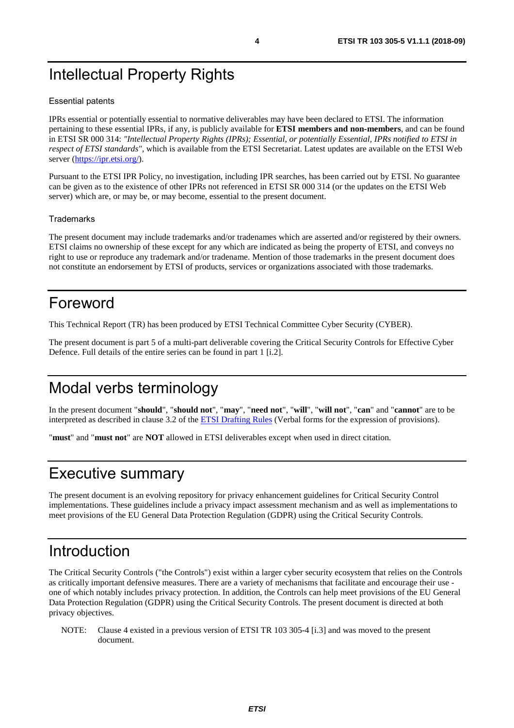# Intellectual Property Rights

## Essential patents

IPRs essential or potentially essential to normative deliverables may have been declared to ETSI. The information pertaining to these essential IPRs, if any, is publicly available for **ETSI members and non-members**, and can be found in ETSI SR 000 314: *"Intellectual Property Rights (IPRs); Essential, or potentially Essential, IPRs notified to ETSI in respect of ETSI standards"*, which is available from the ETSI Secretariat. Latest updates are available on the ETSI Web server (https://ipr.etsi.org/).

Pursuant to the ETSI IPR Policy, no investigation, including IPR searches, has been carried out by ETSI. No guarantee can be given as to the existence of other IPRs not referenced in ETSI SR 000 314 (or the updates on the ETSI Web server) which are, or may be, or may become, essential to the present document.

## Trademarks

The present document may include trademarks and/or tradenames which are asserted and/or registered by their owners. ETSI claims no ownership of these except for any which are indicated as being the property of ETSI, and conveys no right to use or reproduce any trademark and/or tradename. Mention of those trademarks in the present document does not constitute an endorsement by ETSI of products, services or organizations associated with those trademarks.

# Foreword

This Technical Report (TR) has been produced by ETSI Technical Committee Cyber Security (CYBER).

The present document is part 5 of a multi-part deliverable covering the Critical Security Controls for Effective Cyber Defence. Full details of the entire series can be found in part 1 [i.2].

# Modal verbs terminology

In the present document "**should**", "**should not**", "**may**", "**need not**", "**will**", "**will not**", "**can**" and "**cannot**" are to be interpreted as described in clause 3.2 of the ETSI Drafting Rules (Verbal forms for the expression of provisions).

"**must**" and "**must not**" are **NOT** allowed in ETSI deliverables except when used in direct citation.

# Executive summary

The present document is an evolving repository for privacy enhancement guidelines for Critical Security Control implementations. These guidelines include a privacy impact assessment mechanism and as well as implementations to meet provisions of the EU General Data Protection Regulation (GDPR) using the Critical Security Controls.

# Introduction

The Critical Security Controls ("the Controls") exist within a larger cyber security ecosystem that relies on the Controls as critically important defensive measures. There are a variety of mechanisms that facilitate and encourage their use - one of which notably includes privacy protection. In addition, the Controls can help meet provisions of the EU General Data Protection Regulation (GDPR) using the Critical Security Controls. The present document is directed at both privacy objectives.

NOTE: Clause 4 existed in a previous version of ETSI TR 103 305-4 [i.3] and was moved to the present document.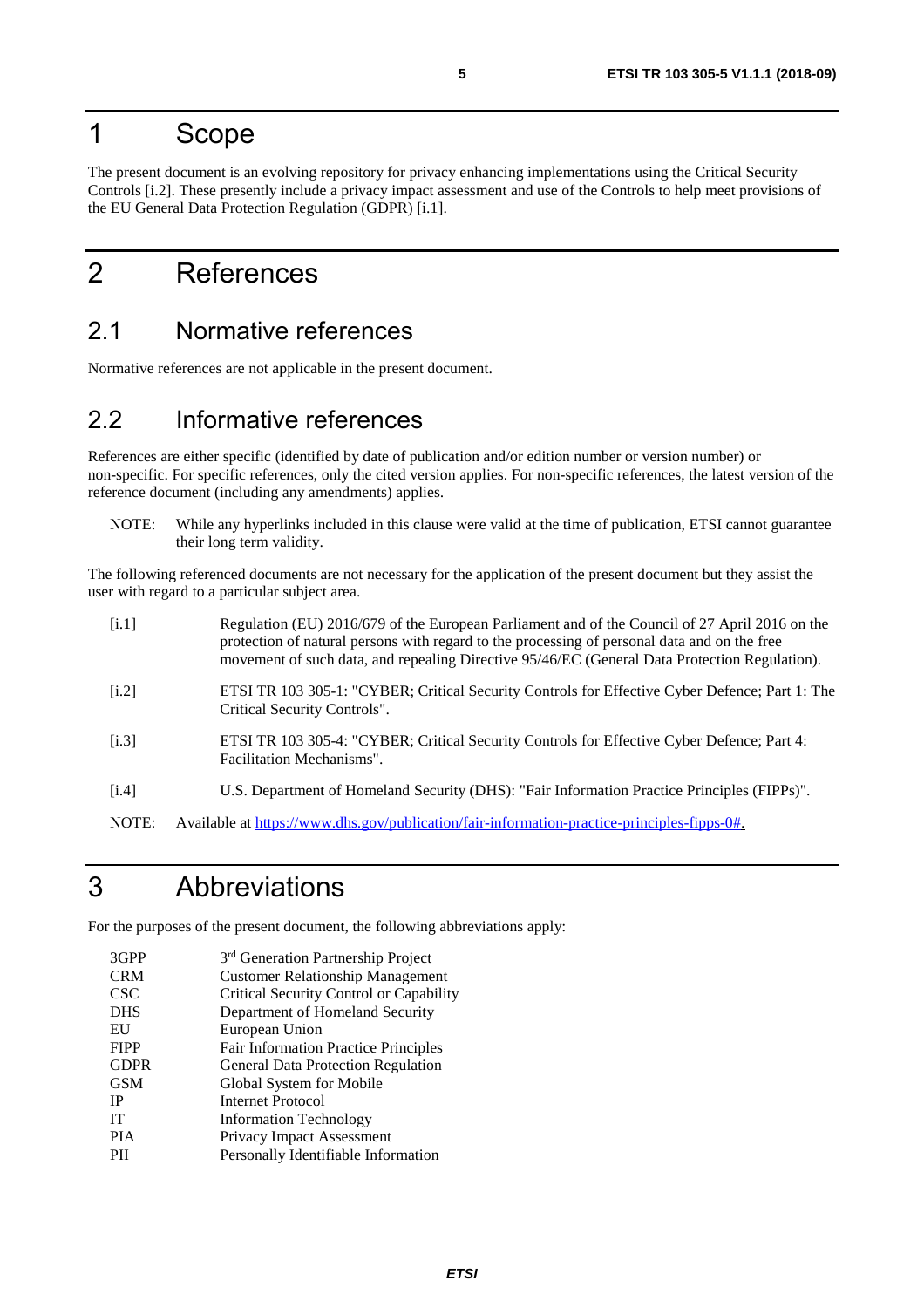# 1 Scope

The present document is an evolving repository for privacy enhancing implementations using the Critical Security Controls [i.2]. These presently include a privacy impact assessment and use of the Controls to help meet provisions of the EU General Data Protection Regulation (GDPR) [i.1].

# 2 References

## 2.1 Normative references

Normative references are not applicable in the present document.

## 2.2 Informative references

References are either specific (identified by date of publication and/or edition number or version number) or non-specific. For specific references, only the cited version applies. For non-specific references, the latest version of the reference document (including any amendments) applies.

NOTE: While any hyperlinks included in this clause were valid at the time of publication, ETSI cannot guarantee their long term validity.

The following referenced documents are not necessary for the application of the present document but they assist the user with regard to a particular subject area.

- [i.1] Regulation (EU) 2016/679 of the European Parliament and of the Council of 27 April 2016 on the protection of natural persons with regard to the processing of personal data and on the free movement of such data, and repealing Directive 95/46/EC (General Data Protection Regulation).
- [i.2] ETSI TR 103 305-1: "CYBER; Critical Security Controls for Effective Cyber Defence; Part 1: The Critical Security Controls".
- [i.3] ETSI TR 103 305-4: "CYBER; Critical Security Controls for Effective Cyber Defence; Part 4: Facilitation Mechanisms".
- [i.4] U.S. Department of Homeland Security (DHS): "Fair Information Practice Principles (FIPPs)".

NOTE: Available at https://www.dhs.gov/publication/fair-information-practice-principles-fipps-0#.

# 3 Abbreviations

For the purposes of the present document, the following abbreviations apply:

| | |
|---|---|
| 3GPP | 3rd Generation Partnership Project |
| CRM | Customer Relationship Management |
| CSC | Critical Security Control or Capability |
| DHS | Department of Homeland Security |
| EU | European Union |
| FIPP | Fair Information Practice Principles |
| GDPR | General Data Protection Regulation |
| GSM | Global System for Mobile |
| IP | Internet Protocol |
| IT | Information Technology |
| PIA | Privacy Impact Assessment |
| PII | Personally Identifiable Information |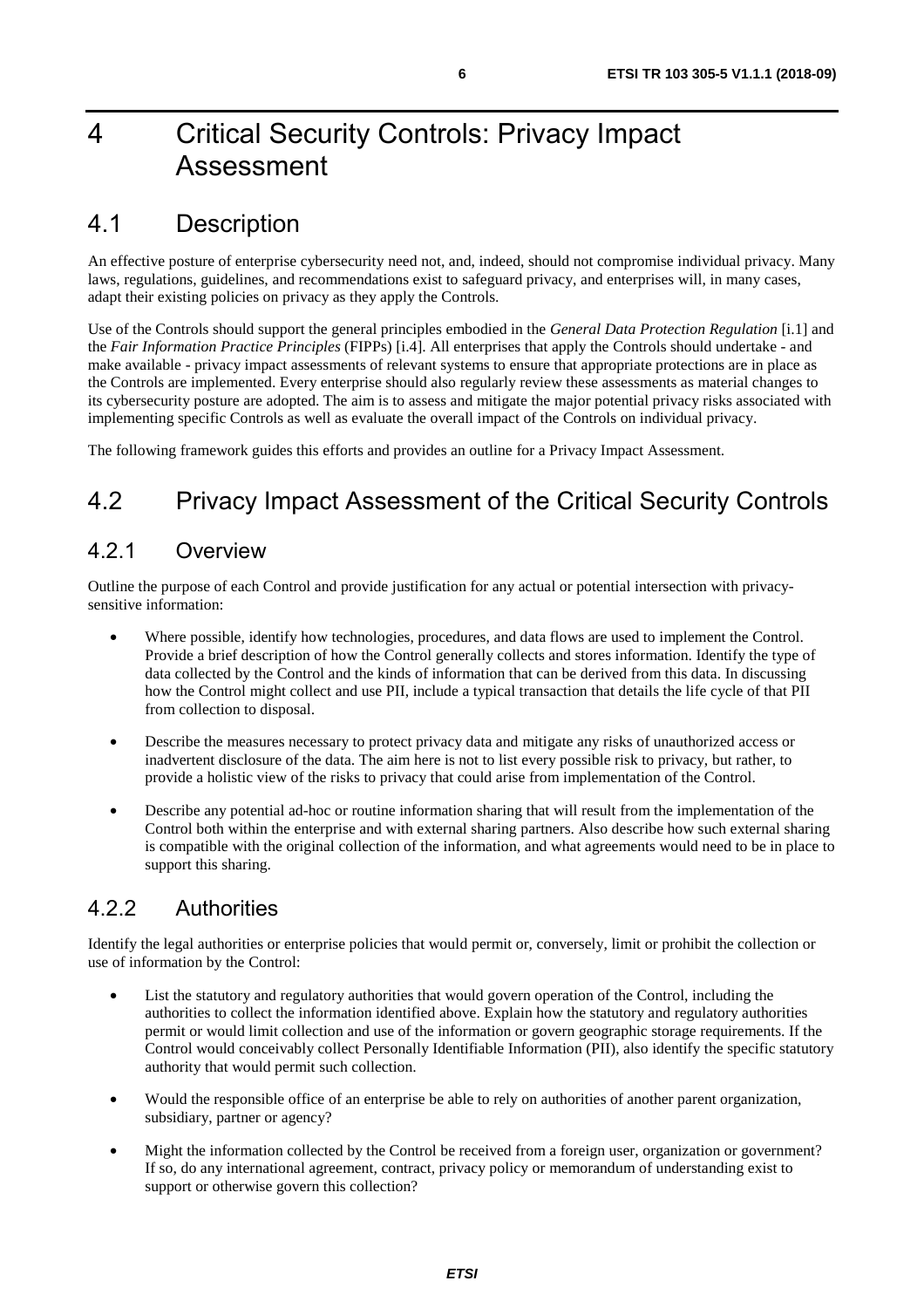# 4 Critical Security Controls: Privacy Impact Assessment

## 4.1 Description

An effective posture of enterprise cybersecurity need not, and, indeed, should not compromise individual privacy. Many laws, regulations, guidelines, and recommendations exist to safeguard privacy, and enterprises will, in many cases, adapt their existing policies on privacy as they apply the Controls.

Use of the Controls should support the general principles embodied in the *General Data Protection Regulation* [i.1] and the *Fair Information Practice Principles* (FIPPs) [i.4]. All enterprises that apply the Controls should undertake - and make available - privacy impact assessments of relevant systems to ensure that appropriate protections are in place as the Controls are implemented. Every enterprise should also regularly review these assessments as material changes to its cybersecurity posture are adopted. The aim is to assess and mitigate the major potential privacy risks associated with implementing specific Controls as well as evaluate the overall impact of the Controls on individual privacy.

The following framework guides this efforts and provides an outline for a Privacy Impact Assessment.

## 4.2 Privacy Impact Assessment of the Critical Security Controls

### 4.2.1 Overview

Outline the purpose of each Control and provide justification for any actual or potential intersection with privacy-sensitive information:

- Where possible, identify how technologies, procedures, and data flows are used to implement the Control. Provide a brief description of how the Control generally collects and stores information. Identify the type of data collected by the Control and the kinds of information that can be derived from this data. In discussing how the Control might collect and use PII, include a typical transaction that details the life cycle of that PII from collection to disposal.
- Describe the measures necessary to protect privacy data and mitigate any risks of unauthorized access or inadvertent disclosure of the data. The aim here is not to list every possible risk to privacy, but rather, to provide a holistic view of the risks to privacy that could arise from implementation of the Control.
- Describe any potential ad-hoc or routine information sharing that will result from the implementation of the Control both within the enterprise and with external sharing partners. Also describe how such external sharing is compatible with the original collection of the information, and what agreements would need to be in place to support this sharing.

### 4.2.2 Authorities

Identify the legal authorities or enterprise policies that would permit or, conversely, limit or prohibit the collection or use of information by the Control:

- List the statutory and regulatory authorities that would govern operation of the Control, including the authorities to collect the information identified above. Explain how the statutory and regulatory authorities permit or would limit collection and use of the information or govern geographic storage requirements. If the Control would conceivably collect Personally Identifiable Information (PII), also identify the specific statutory authority that would permit such collection.
- Would the responsible office of an enterprise be able to rely on authorities of another parent organization, subsidiary, partner or agency?
- Might the information collected by the Control be received from a foreign user, organization or government? If so, do any international agreement, contract, privacy policy or memorandum of understanding exist to support or otherwise govern this collection?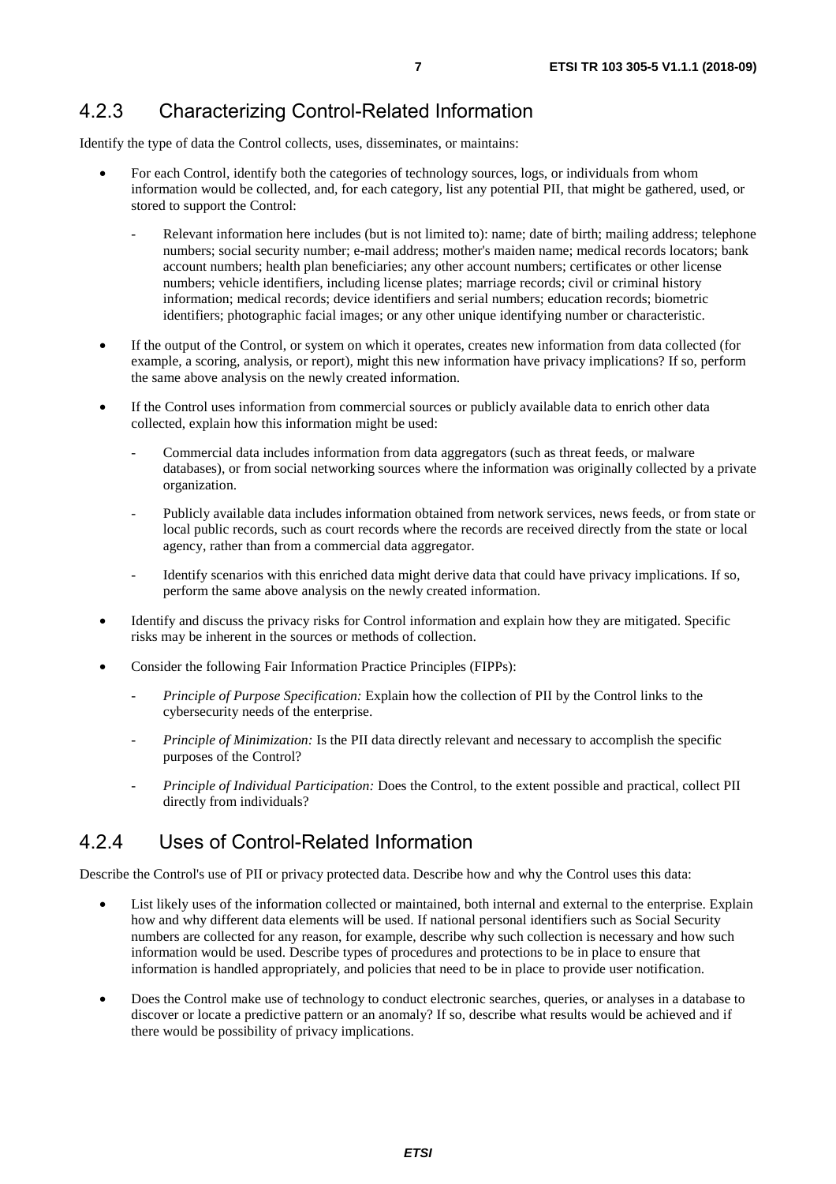### 4.2.3 Characterizing Control-Related Information

Identify the type of data the Control collects, uses, disseminates, or maintains:

- For each Control, identify both the categories of technology sources, logs, or individuals from whom information would be collected, and, for each category, list any potential PII, that might be gathered, used, or stored to support the Control:
  - Relevant information here includes (but is not limited to): name; date of birth; mailing address; telephone numbers; social security number; e-mail address; mother's maiden name; medical records locators; bank account numbers; health plan beneficiaries; any other account numbers; certificates or other license numbers; vehicle identifiers, including license plates; marriage records; civil or criminal history information; medical records; device identifiers and serial numbers; education records; biometric identifiers; photographic facial images; or any other unique identifying number or characteristic.
- If the output of the Control, or system on which it operates, creates new information from data collected (for example, a scoring, analysis, or report), might this new information have privacy implications? If so, perform the same above analysis on the newly created information.
- If the Control uses information from commercial sources or publicly available data to enrich other data collected, explain how this information might be used:
  - Commercial data includes information from data aggregators (such as threat feeds, or malware databases), or from social networking sources where the information was originally collected by a private organization.
  - Publicly available data includes information obtained from network services, news feeds, or from state or local public records, such as court records where the records are received directly from the state or local agency, rather than from a commercial data aggregator.
  - Identify scenarios with this enriched data might derive data that could have privacy implications. If so, perform the same above analysis on the newly created information.
- Identify and discuss the privacy risks for Control information and explain how they are mitigated. Specific risks may be inherent in the sources or methods of collection.
- Consider the following Fair Information Practice Principles (FIPPs):
  - *Principle of Purpose Specification:* Explain how the collection of PII by the Control links to the cybersecurity needs of the enterprise.
  - *Principle of Minimization:* Is the PII data directly relevant and necessary to accomplish the specific purposes of the Control?
  - *Principle of Individual Participation:* Does the Control, to the extent possible and practical, collect PII directly from individuals?

### 4.2.4 Uses of Control-Related Information

Describe the Control's use of PII or privacy protected data. Describe how and why the Control uses this data:

- List likely uses of the information collected or maintained, both internal and external to the enterprise. Explain how and why different data elements will be used. If national personal identifiers such as Social Security numbers are collected for any reason, for example, describe why such collection is necessary and how such information would be used. Describe types of procedures and protections to be in place to ensure that information is handled appropriately, and policies that need to be in place to provide user notification.
- Does the Control make use of technology to conduct electronic searches, queries, or analyses in a database to discover or locate a predictive pattern or an anomaly? If so, describe what results would be achieved and if there would be possibility of privacy implications.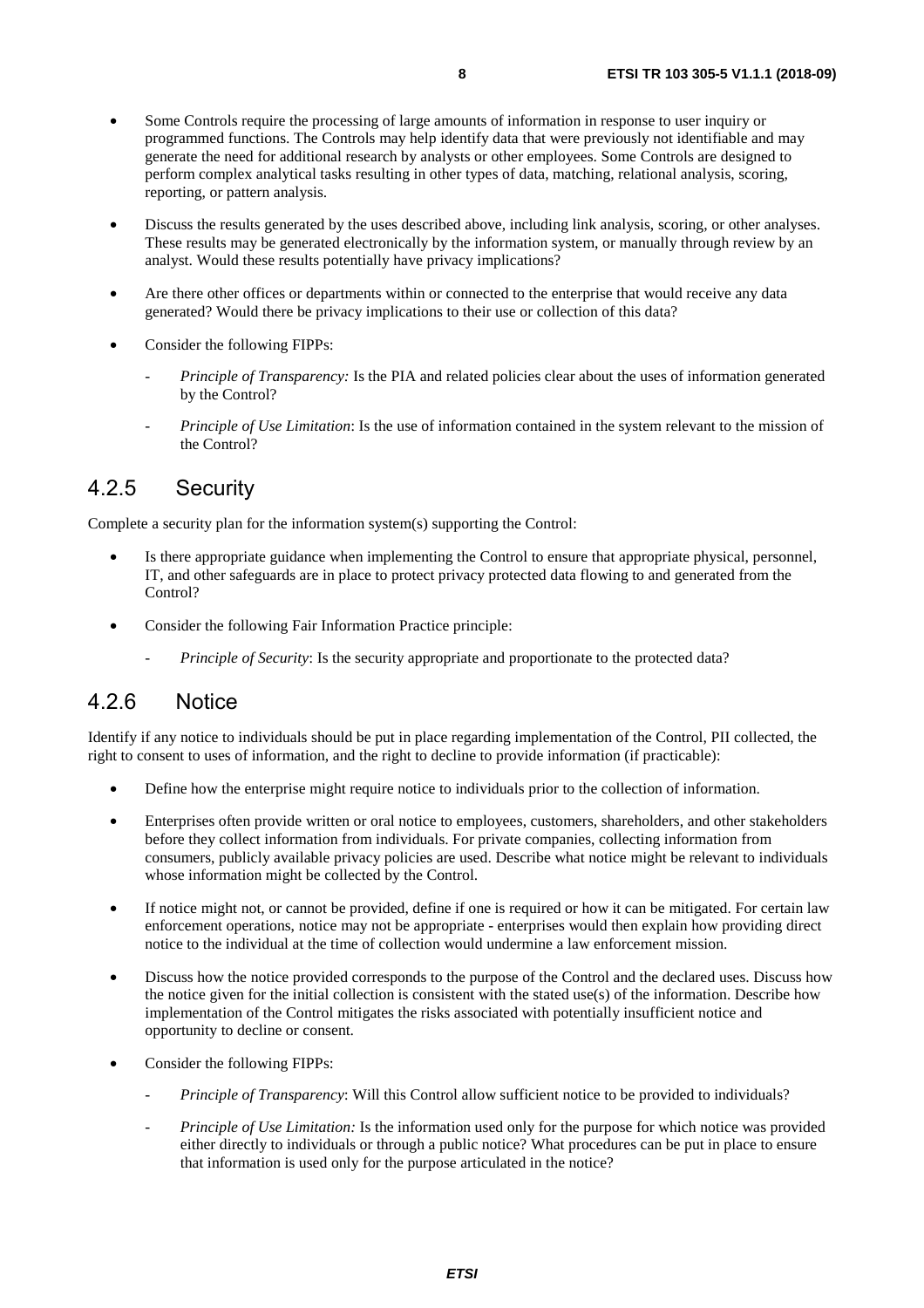- Some Controls require the processing of large amounts of information in response to user inquiry or programmed functions. The Controls may help identify data that were previously not identifiable and may generate the need for additional research by analysts or other employees. Some Controls are designed to perform complex analytical tasks resulting in other types of data, matching, relational analysis, scoring, reporting, or pattern analysis.
- Discuss the results generated by the uses described above, including link analysis, scoring, or other analyses. These results may be generated electronically by the information system, or manually through review by an analyst. Would these results potentially have privacy implications?
- Are there other offices or departments within or connected to the enterprise that would receive any data generated? Would there be privacy implications to their use or collection of this data?
- Consider the following FIPPs:
    - *Principle of Transparency:* Is the PIA and related policies clear about the uses of information generated by the Control?
    - *Principle of Use Limitation*: Is the use of information contained in the system relevant to the mission of the Control?

### 4.2.5 Security

Complete a security plan for the information system(s) supporting the Control:

- Is there appropriate guidance when implementing the Control to ensure that appropriate physical, personnel, IT, and other safeguards are in place to protect privacy protected data flowing to and generated from the Control?
- Consider the following Fair Information Practice principle:
    - *Principle of Security*: Is the security appropriate and proportionate to the protected data?

### 4.2.6 Notice

Identify if any notice to individuals should be put in place regarding implementation of the Control, PII collected, the right to consent to uses of information, and the right to decline to provide information (if practicable):

- Define how the enterprise might require notice to individuals prior to the collection of information.
- Enterprises often provide written or oral notice to employees, customers, shareholders, and other stakeholders before they collect information from individuals. For private companies, collecting information from consumers, publicly available privacy policies are used. Describe what notice might be relevant to individuals whose information might be collected by the Control.
- If notice might not, or cannot be provided, define if one is required or how it can be mitigated. For certain law enforcement operations, notice may not be appropriate - enterprises would then explain how providing direct notice to the individual at the time of collection would undermine a law enforcement mission.
- Discuss how the notice provided corresponds to the purpose of the Control and the declared uses. Discuss how the notice given for the initial collection is consistent with the stated use(s) of the information. Describe how implementation of the Control mitigates the risks associated with potentially insufficient notice and opportunity to decline or consent.
- Consider the following FIPPs:
    - *Principle of Transparency*: Will this Control allow sufficient notice to be provided to individuals?
    - *Principle of Use Limitation:* Is the information used only for the purpose for which notice was provided either directly to individuals or through a public notice? What procedures can be put in place to ensure that information is used only for the purpose articulated in the notice?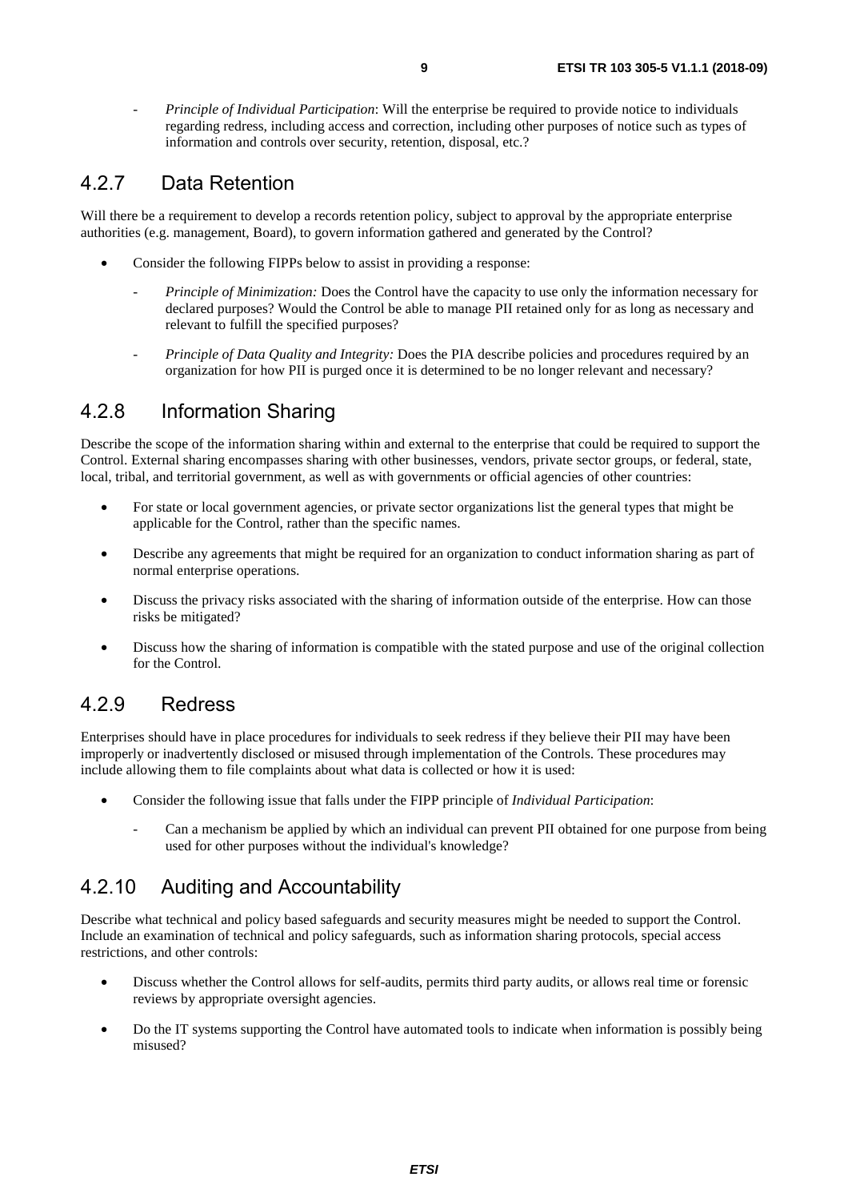- *Principle of Individual Participation*: Will the enterprise be required to provide notice to individuals regarding redress, including access and correction, including other purposes of notice such as types of information and controls over security, retention, disposal, etc.?

### 4.2.7 Data Retention

Will there be a requirement to develop a records retention policy, subject to approval by the appropriate enterprise authorities (e.g. management, Board), to govern information gathered and generated by the Control?

- Consider the following FIPPs below to assist in providing a response:
  - *Principle of Minimization:* Does the Control have the capacity to use only the information necessary for declared purposes? Would the Control be able to manage PII retained only for as long as necessary and relevant to fulfill the specified purposes?
  - *Principle of Data Quality and Integrity:* Does the PIA describe policies and procedures required by an organization for how PII is purged once it is determined to be no longer relevant and necessary?

### 4.2.8 Information Sharing

Describe the scope of the information sharing within and external to the enterprise that could be required to support the Control. External sharing encompasses sharing with other businesses, vendors, private sector groups, or federal, state, local, tribal, and territorial government, as well as with governments or official agencies of other countries:

- For state or local government agencies, or private sector organizations list the general types that might be applicable for the Control, rather than the specific names.
- Describe any agreements that might be required for an organization to conduct information sharing as part of normal enterprise operations.
- Discuss the privacy risks associated with the sharing of information outside of the enterprise. How can those risks be mitigated?
- Discuss how the sharing of information is compatible with the stated purpose and use of the original collection for the Control.

### 4.2.9 Redress

Enterprises should have in place procedures for individuals to seek redress if they believe their PII may have been improperly or inadvertently disclosed or misused through implementation of the Controls. These procedures may include allowing them to file complaints about what data is collected or how it is used:

- Consider the following issue that falls under the FIPP principle of *Individual Participation*:
  - Can a mechanism be applied by which an individual can prevent PII obtained for one purpose from being used for other purposes without the individual's knowledge?

### 4.2.10 Auditing and Accountability

Describe what technical and policy based safeguards and security measures might be needed to support the Control. Include an examination of technical and policy safeguards, such as information sharing protocols, special access restrictions, and other controls:

- Discuss whether the Control allows for self-audits, permits third party audits, or allows real time or forensic reviews by appropriate oversight agencies.
- Do the IT systems supporting the Control have automated tools to indicate when information is possibly being misused?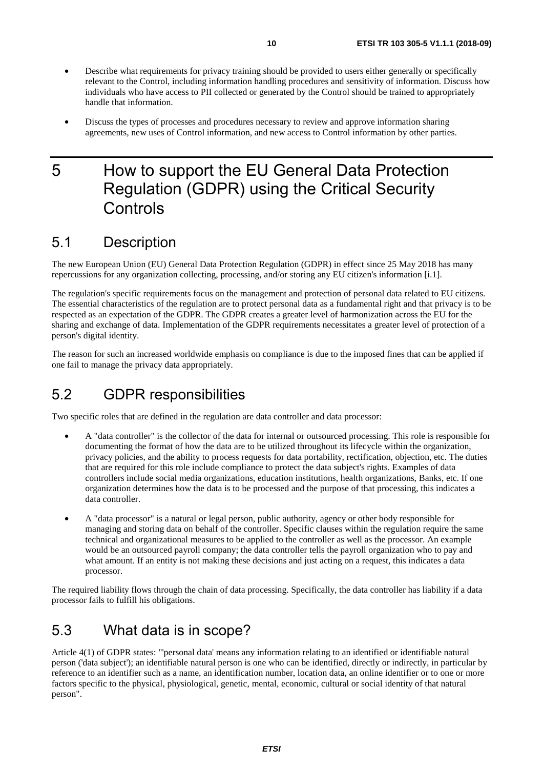- Describe what requirements for privacy training should be provided to users either generally or specifically relevant to the Control, including information handling procedures and sensitivity of information. Discuss how individuals who have access to PII collected or generated by the Control should be trained to appropriately handle that information.
- Discuss the types of processes and procedures necessary to review and approve information sharing agreements, new uses of Control information, and new access to Control information by other parties.

# 5 How to support the EU General Data Protection Regulation (GDPR) using the Critical Security Controls

## 5.1 Description

The new European Union (EU) General Data Protection Regulation (GDPR) in effect since 25 May 2018 has many repercussions for any organization collecting, processing, and/or storing any EU citizen's information [i.1].

The regulation's specific requirements focus on the management and protection of personal data related to EU citizens. The essential characteristics of the regulation are to protect personal data as a fundamental right and that privacy is to be respected as an expectation of the GDPR. The GDPR creates a greater level of harmonization across the EU for the sharing and exchange of data. Implementation of the GDPR requirements necessitates a greater level of protection of a person's digital identity.

The reason for such an increased worldwide emphasis on compliance is due to the imposed fines that can be applied if one fail to manage the privacy data appropriately.

## 5.2 GDPR responsibilities

Two specific roles that are defined in the regulation are data controller and data processor:

- A "data controller" is the collector of the data for internal or outsourced processing. This role is responsible for documenting the format of how the data are to be utilized throughout its lifecycle within the organization, privacy policies, and the ability to process requests for data portability, rectification, objection, etc. The duties that are required for this role include compliance to protect the data subject's rights. Examples of data controllers include social media organizations, education institutions, health organizations, Banks, etc. If one organization determines how the data is to be processed and the purpose of that processing, this indicates a data controller.
- A "data processor" is a natural or legal person, public authority, agency or other body responsible for managing and storing data on behalf of the controller. Specific clauses within the regulation require the same technical and organizational measures to be applied to the controller as well as the processor. An example would be an outsourced payroll company; the data controller tells the payroll organization who to pay and what amount. If an entity is not making these decisions and just acting on a request, this indicates a data processor.

The required liability flows through the chain of data processing. Specifically, the data controller has liability if a data processor fails to fulfill his obligations.

## 5.3 What data is in scope?

Article 4(1) of GDPR states: "'personal data' means any information relating to an identified or identifiable natural person ('data subject'); an identifiable natural person is one who can be identified, directly or indirectly, in particular by reference to an identifier such as a name, an identification number, location data, an online identifier or to one or more factors specific to the physical, physiological, genetic, mental, economic, cultural or social identity of that natural person".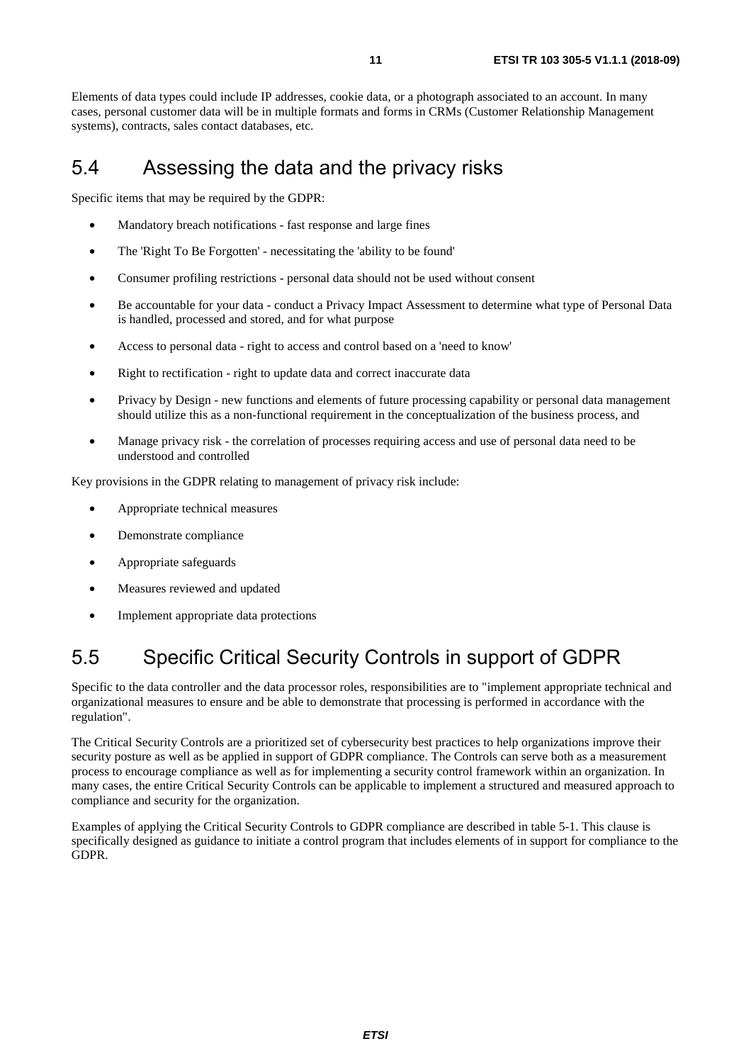Elements of data types could include IP addresses, cookie data, or a photograph associated to an account. In many cases, personal customer data will be in multiple formats and forms in CRMs (Customer Relationship Management systems), contracts, sales contact databases, etc.

## 5.4 Assessing the data and the privacy risks

Specific items that may be required by the GDPR:

- Mandatory breach notifications - fast response and large fines
- The 'Right To Be Forgotten' - necessitating the 'ability to be found'
- Consumer profiling restrictions - personal data should not be used without consent
- Be accountable for your data - conduct a Privacy Impact Assessment to determine what type of Personal Data is handled, processed and stored, and for what purpose
- Access to personal data - right to access and control based on a 'need to know'
- Right to rectification - right to update data and correct inaccurate data
- Privacy by Design - new functions and elements of future processing capability or personal data management should utilize this as a non-functional requirement in the conceptualization of the business process, and
- Manage privacy risk - the correlation of processes requiring access and use of personal data need to be understood and controlled

Key provisions in the GDPR relating to management of privacy risk include:

- Appropriate technical measures
- Demonstrate compliance
- Appropriate safeguards
- Measures reviewed and updated
- Implement appropriate data protections

## 5.5 Specific Critical Security Controls in support of GDPR

Specific to the data controller and the data processor roles, responsibilities are to "implement appropriate technical and organizational measures to ensure and be able to demonstrate that processing is performed in accordance with the regulation".

The Critical Security Controls are a prioritized set of cybersecurity best practices to help organizations improve their security posture as well as be applied in support of GDPR compliance. The Controls can serve both as a measurement process to encourage compliance as well as for implementing a security control framework within an organization. In many cases, the entire Critical Security Controls can be applicable to implement a structured and measured approach to compliance and security for the organization.

Examples of applying the Critical Security Controls to GDPR compliance are described in table 5-1. This clause is specifically designed as guidance to initiate a control program that includes elements of in support for compliance to the GDPR.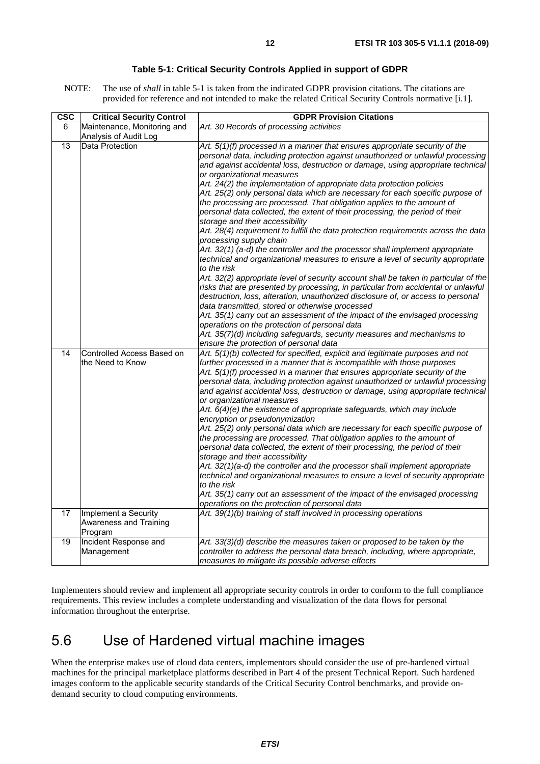**Table 5-1: Critical Security Controls Applied in support of GDPR**

NOTE: The use of *shall* in table 5-1 is taken from the indicated GDPR provision citations. The citations are provided for reference and not intended to make the related Critical Security Controls normative [i.1].

| CSC | Critical Security Control | GDPR Provision Citations |
|---|---|---|
| 6 | Maintenance, Monitoring and Analysis of Audit Log | *Art. 30 Records of processing activities* |
| 13 | Data Protection | *Art. 5(1)(f) processed in a manner that ensures appropriate security of the personal data, including protection against unauthorized or unlawful processing and against accidental loss, destruction or damage, using appropriate technical or organizational measures*<br>*Art. 24(2) the implementation of appropriate data protection policies*<br>*Art. 25(2) only personal data which are necessary for each specific purpose of the processing are processed. That obligation applies to the amount of personal data collected, the extent of their processing, the period of their storage and their accessibility*<br>*Art. 28(4) requirement to fulfill the data protection requirements across the data processing supply chain*<br>*Art. 32(1) (a-d) the controller and the processor shall implement appropriate technical and organizational measures to ensure a level of security appropriate to the risk*<br>*Art. 32(2) appropriate level of security account shall be taken in particular of the risks that are presented by processing, in particular from accidental or unlawful destruction, loss, alteration, unauthorized disclosure of, or access to personal data transmitted, stored or otherwise processed*<br>*Art. 35(1) carry out an assessment of the impact of the envisaged processing operations on the protection of personal data*<br>*Art. 35(7)(d) including safeguards, security measures and mechanisms to ensure the protection of personal data* |
| 14 | Controlled Access Based on the Need to Know | *Art. 5(1)(b) collected for specified, explicit and legitimate purposes and not further processed in a manner that is incompatible with those purposes*<br>*Art. 5(1)(f) processed in a manner that ensures appropriate security of the personal data, including protection against unauthorized or unlawful processing and against accidental loss, destruction or damage, using appropriate technical or organizational measures*<br>*Art. 6(4)(e) the existence of appropriate safeguards, which may include encryption or pseudonymization*<br>*Art. 25(2) only personal data which are necessary for each specific purpose of the processing are processed. That obligation applies to the amount of personal data collected, the extent of their processing, the period of their storage and their accessibility*<br>*Art. 32(1)(a-d) the controller and the processor shall implement appropriate technical and organizational measures to ensure a level of security appropriate to the risk*<br>*Art. 35(1) carry out an assessment of the impact of the envisaged processing operations on the protection of personal data* |
| 17 | Implement a Security Awareness and Training Program | *Art. 39(1)(b) training of staff involved in processing operations* |
| 19 | Incident Response and Management | *Art. 33(3)(d) describe the measures taken or proposed to be taken by the controller to address the personal data breach, including, where appropriate, measures to mitigate its possible adverse effects* |

Implementers should review and implement all appropriate security controls in order to conform to the full compliance requirements. This review includes a complete understanding and visualization of the data flows for personal information throughout the enterprise.

## 5.6 Use of Hardened virtual machine images

When the enterprise makes use of cloud data centers, implementors should consider the use of pre-hardened virtual machines for the principal marketplace platforms described in Part 4 of the present Technical Report. Such hardened images conform to the applicable security standards of the Critical Security Control benchmarks, and provide on-demand security to cloud computing environments.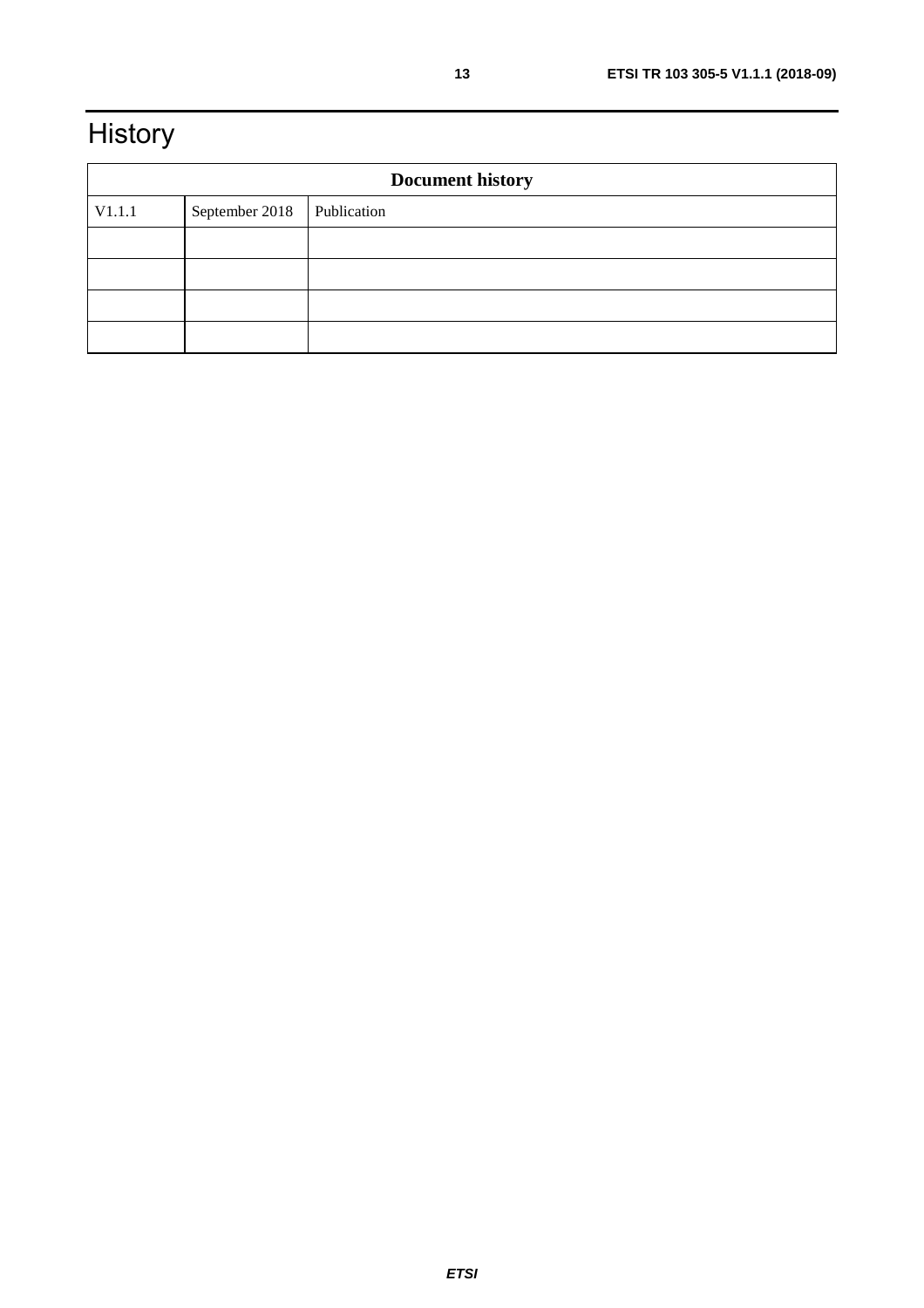# History

| Document history | | |
|---|---|---|
| V1.1.1 | September 2018 | Publication |
| | | |
| | | |
| | | |
| | | |